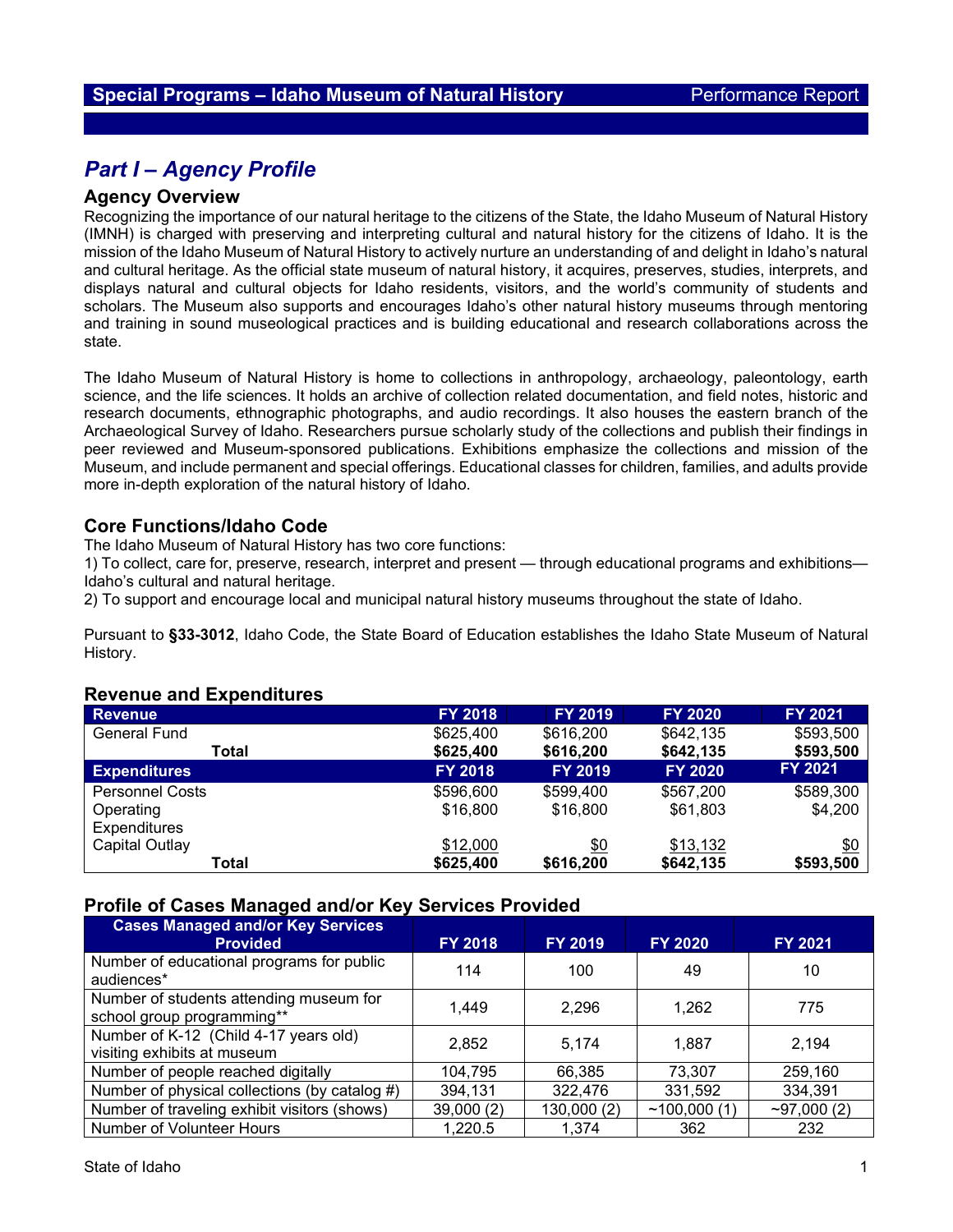**Special Programs – Idaho Museum of Natural History** Performance Report

# *Part I – Agency Profile*

## Agency Overview

Recognizing the importance of our natural heritage to the citizens of the State, the Idaho Museum of Natural History (IMNH) is charged with preserving and interpreting cultural and natural history for the citizens of Idaho. It is the mission of the Idaho Museum of Natural History to actively nurture an understanding of and delight in Idaho's natural and cultural heritage. As the official state museum of natural history, it acquires, preserves, studies, interprets, and displays natural and cultural objects for Idaho residents, visitors, and the world's community of students and scholars. The Museum also supports and encourages Idaho's other natural history museums through mentoring and training in sound museological practices and is building educational and research collaborations across the state.

The Idaho Museum of Natural History is home to collections in anthropology, archaeology, paleontology, earth science, and the life sciences. It holds an archive of collection related documentation, and field notes, historic and research documents, ethnographic photographs, and audio recordings. It also houses the eastern branch of the Archaeological Survey of Idaho. Researchers pursue scholarly study of the collections and publish their findings in peer reviewed and Museum-sponsored publications. Exhibitions emphasize the collections and mission of the Museum, and include permanent and special offerings. Educational classes for children, families, and adults provide more in-depth exploration of the natural history of Idaho.

## Core Functions/Idaho Code

The Idaho Museum of Natural History has two core functions:
1) To collect, care for, preserve, research, interpret and present — through educational programs and exhibitions— Idaho's cultural and natural heritage.
2) To support and encourage local and municipal natural history museums throughout the state of Idaho.

Pursuant to **§33-3012**, Idaho Code, the State Board of Education establishes the Idaho State Museum of Natural History.

## Revenue and Expenditures

| Revenue | FY 2018 | FY 2019 | FY 2020 | FY 2021 |
|---|---|---|---|---|
| General Fund | $625,400 | $616,200 | $642,135 | $593,500 |
| **Total** | **$625,400** | **$616,200** | **$642,135** | **$593,500** |
| **Expenditures** | **FY 2018** | **FY 2019** | **FY 2020** | **FY 2021** |
| Personnel Costs | $596,600 | $599,400 | $567,200 | $589,300 |
| Operating Expenditures | $16,800 | $16,800 | $61,803 | $4,200 |
| Capital Outlay | $12,000 | $0 | $13,132 | $0 |
| **Total** | **$625,400** | **$616,200** | **$642,135** | **$593,500** |

## Profile of Cases Managed and/or Key Services Provided

| Cases Managed and/or Key Services Provided | FY 2018 | FY 2019 | FY 2020 | FY 2021 |
|---|---|---|---|---|
| Number of educational programs for public audiences* | 114 | 100 | 49 | 10 |
| Number of students attending museum for school group programming** | 1,449 | 2,296 | 1,262 | 775 |
| Number of K-12 (Child 4-17 years old) visiting exhibits at museum | 2,852 | 5,174 | 1,887 | 2,194 |
| Number of people reached digitally | 104,795 | 66,385 | 73,307 | 259,160 |
| Number of physical collections (by catalog #) | 394,131 | 322,476 | 331,592 | 334,391 |
| Number of traveling exhibit visitors (shows) | 39,000 (2) | 130,000 (2) | ~100,000 (1) | ~97,000 (2) |
| Number of Volunteer Hours | 1,220.5 | 1,374 | 362 | 232 |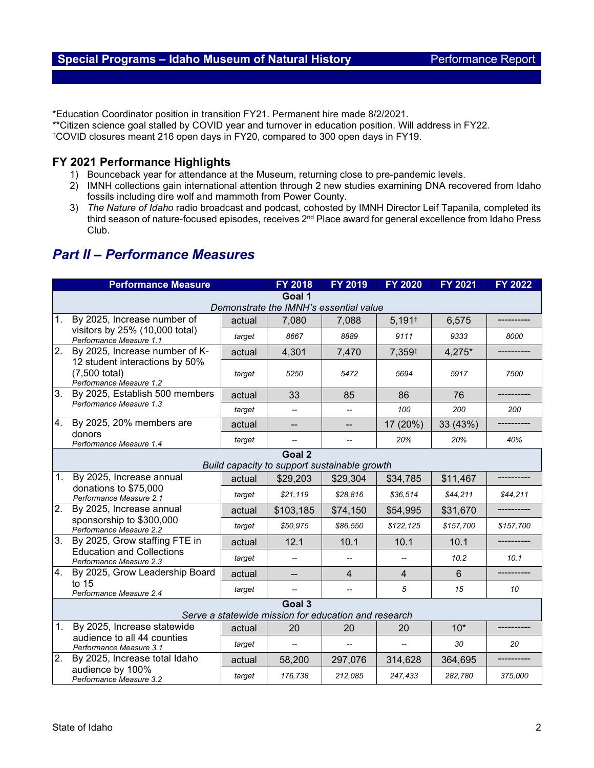*Education Coordinator position in transition FY21. Permanent hire made 8/2/2021.
**Citizen science goal stalled by COVID year and turnover in education position. Will address in FY22.
†COVID closures meant 216 open days in FY20, compared to 300 open days in FY19.

### FY 2021 Performance Highlights

1) Bounceback year for attendance at the Museum, returning close to pre-pandemic levels.
2) IMNH collections gain international attention through 2 new studies examining DNA recovered from Idaho fossils including dire wolf and mammoth from Power County.
3) *The Nature of Idaho* radio broadcast and podcast, cohosted by IMNH Director Leif Tapanila, completed its third season of nature-focused episodes, receives 2nd Place award for general excellence from Idaho Press Club.

## *Part II – Performance Measures*

| Performance Measure | | FY 2018 | FY 2019 | FY 2020 | FY 2021 | FY 2022 |
|---|---|---|---|---|---|---|
| **Goal 1** *Demonstrate the IMNH's essential value* | | | | | | |
| 1. By 2025, Increase number of visitors by 25% (10,000 total) *Performance Measure 1.1* | actual | 7,080 | 7,088 | 5,191† | 6,575 | ---------- |
| | *target* | *8667* | *8889* | *9111* | *9333* | *8000* |
| 2. By 2025, Increase number of K-12 student interactions by 50% (7,500 total) *Performance Measure 1.2* | actual | 4,301 | 7,470 | 7,359† | 4,275* | ---------- |
| | *target* | *5250* | *5472* | *5694* | *5917* | *7500* |
| 3. By 2025, Establish 500 members *Performance Measure 1.3* | actual | 33 | 85 | 86 | 76 | ---------- |
| | *target* | -- | -- | *100* | *200* | *200* |
| 4. By 2025, 20% members are donors *Performance Measure 1.4* | actual | -- | -- | 17 (20%) | 33 (43%) | ---------- |
| | *target* | -- | -- | *20%* | *20%* | *40%* |
| **Goal 2** *Build capacity to support sustainable growth* | | | | | | |
| 1. By 2025, Increase annual donations to $75,000 *Performance Measure 2.1* | actual | $29,203 | $29,304 | $34,785 | $11,467 | ---------- |
| | *target* | *$21,119* | *$28,816* | *$36,514* | *$44,211* | *$44,211* |
| 2. By 2025, Increase annual sponsorship to $300,000 *Performance Measure 2.2* | actual | $103,185 | $74,150 | $54,995 | $31,670 | ---------- |
| | *target* | *$50,975* | *$86,550* | *$122,125* | *$157,700* | *$157,700* |
| 3. By 2025, Grow staffing FTE in Education and Collections *Performance Measure 2.3* | actual | 12.1 | 10.1 | 10.1 | 10.1 | ---------- |
| | *target* | -- | -- | -- | *10.2* | *10.1* |
| 4. By 2025, Grow Leadership Board to 15 *Performance Measure 2.4* | actual | -- | 4 | 4 | 6 | ---------- |
| | *target* | -- | -- | *5* | *15* | *10* |
| **Goal 3** *Serve a statewide mission for education and research* | | | | | | |
| 1. By 2025, Increase statewide audience to all 44 counties *Performance Measure 3.1* | actual | 20 | 20 | 20 | 10* | ---------- |
| | *target* | -- | -- | -- | *30* | *20* |
| 2. By 2025, Increase total Idaho audience by 100% *Performance Measure 3.2* | actual | 58,200 | 297,076 | 314,628 | 364,695 | ---------- |
| | *target* | *176,738* | *212,085* | *247,433* | *282,780* | *375,000* |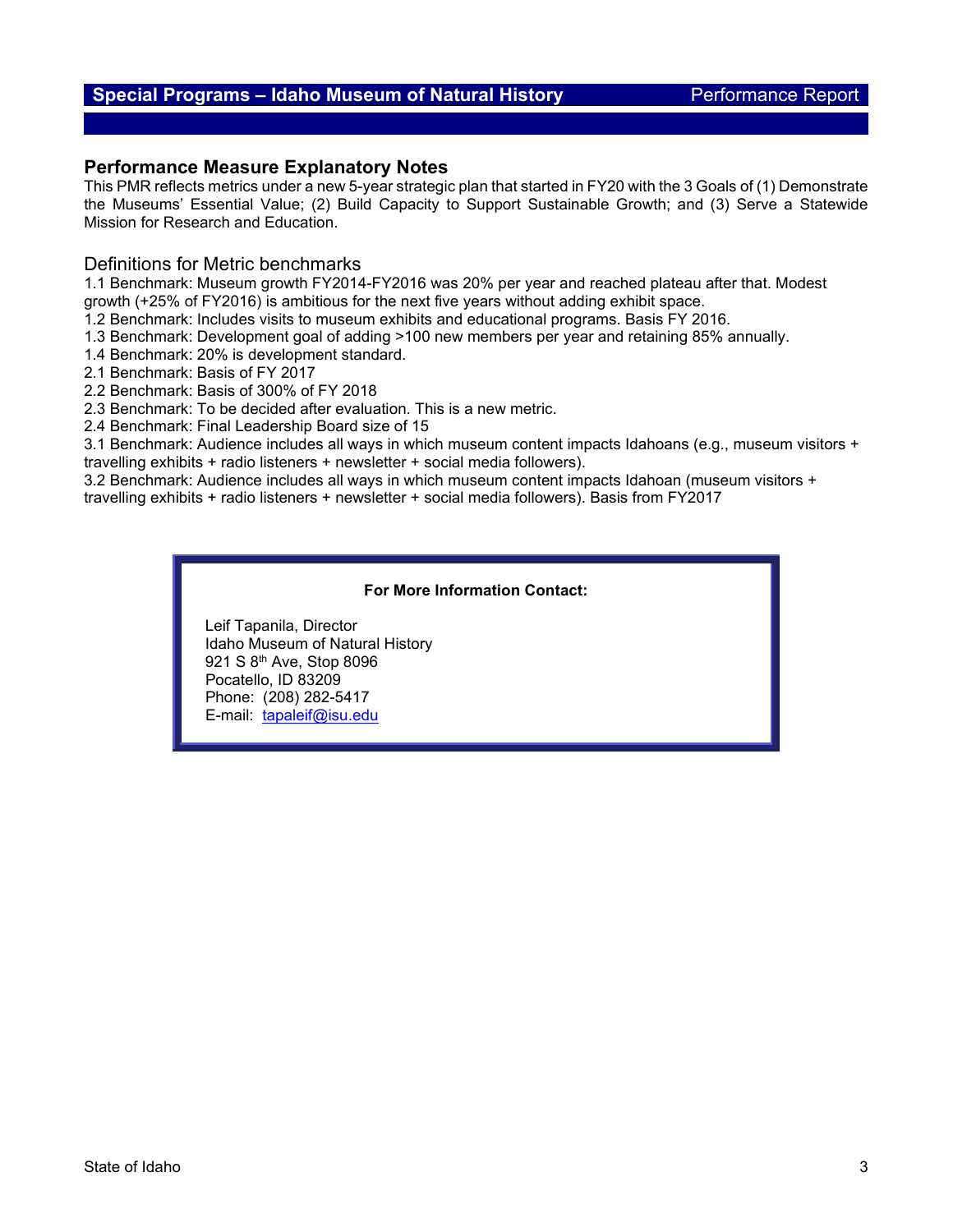## Performance Measure Explanatory Notes

This PMR reflects metrics under a new 5-year strategic plan that started in FY20 with the 3 Goals of (1) Demonstrate the Museums' Essential Value; (2) Build Capacity to Support Sustainable Growth; and (3) Serve a Statewide Mission for Research and Education.

### Definitions for Metric benchmarks

1.1 Benchmark: Museum growth FY2014-FY2016 was 20% per year and reached plateau after that. Modest growth (+25% of FY2016) is ambitious for the next five years without adding exhibit space.
1.2 Benchmark: Includes visits to museum exhibits and educational programs. Basis FY 2016.
1.3 Benchmark: Development goal of adding >100 new members per year and retaining 85% annually.
1.4 Benchmark: 20% is development standard.
2.1 Benchmark: Basis of FY 2017
2.2 Benchmark: Basis of 300% of FY 2018
2.3 Benchmark: To be decided after evaluation. This is a new metric.
2.4 Benchmark: Final Leadership Board size of 15
3.1 Benchmark: Audience includes all ways in which museum content impacts Idahoans (e.g., museum visitors + travelling exhibits + radio listeners + newsletter + social media followers).
3.2 Benchmark: Audience includes all ways in which museum content impacts Idahoan (museum visitors + travelling exhibits + radio listeners + newsletter + social media followers). Basis from FY2017

**For More Information Contact:**

Leif Tapanila, Director
Idaho Museum of Natural History
921 S 8th Ave, Stop 8096
Pocatello, ID 83209
Phone: (208) 282-5417
E-mail: tapaleif@isu.edu